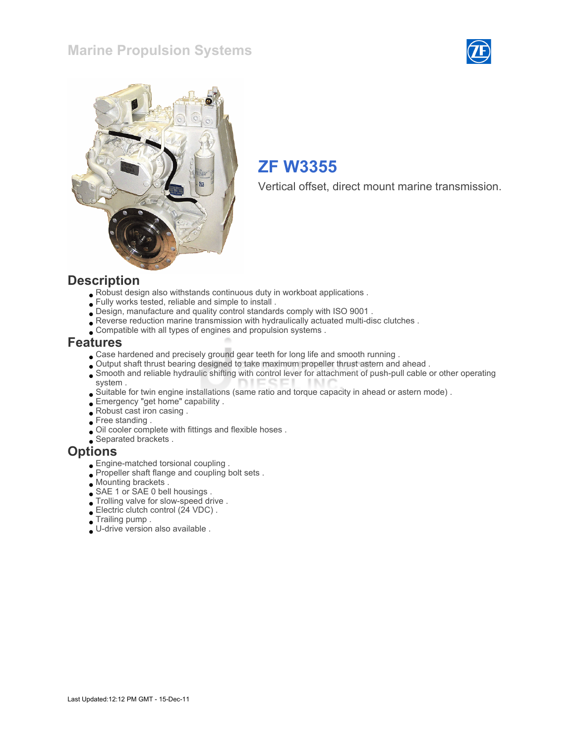# Marine Propulsion Systems

## ZF W3355

Vertical offset, direct mount marine transmission.

## Description

- Robust design also withstands continuous duty in workboat applications .
- Fully works tested, reliable and simple to install .
- Design, manufacture and quality control standards comply with ISO 9001 .
- Reverse reduction marine transmission with hydraulically actuated multi-disc clutches .
- Compatible with all types of engines and propulsion systems .

## Features

- Case hardened and precisely ground gear teeth for long life and smooth running .
- Output shaft thrust bearing designed to take maximum propeller thrust astern and ahead .
- Smooth and reliable hydraulic shifting with control lever for attachment of push-pull cable or other operating system .
- Suitable for twin engine installations (same ratio and torque capacity in ahead or astern mode) .
- Emergency "get home" capability .
- Robust cast iron casing .
- Free standing .
- Oil cooler complete with fittings and flexible hoses .
- Separated brackets .

## Options

- Engine-matched torsional coupling .
- Propeller shaft flange and coupling bolt sets .
- Mounting brackets .
- SAE 1 or SAE 0 bell housings .
- Trolling valve for slow-speed drive .
- Electric clutch control (24 VDC) .
- Trailing pump .
- U-drive version also available .

Last Updated:12:12 PM GMT - 15-Dec-11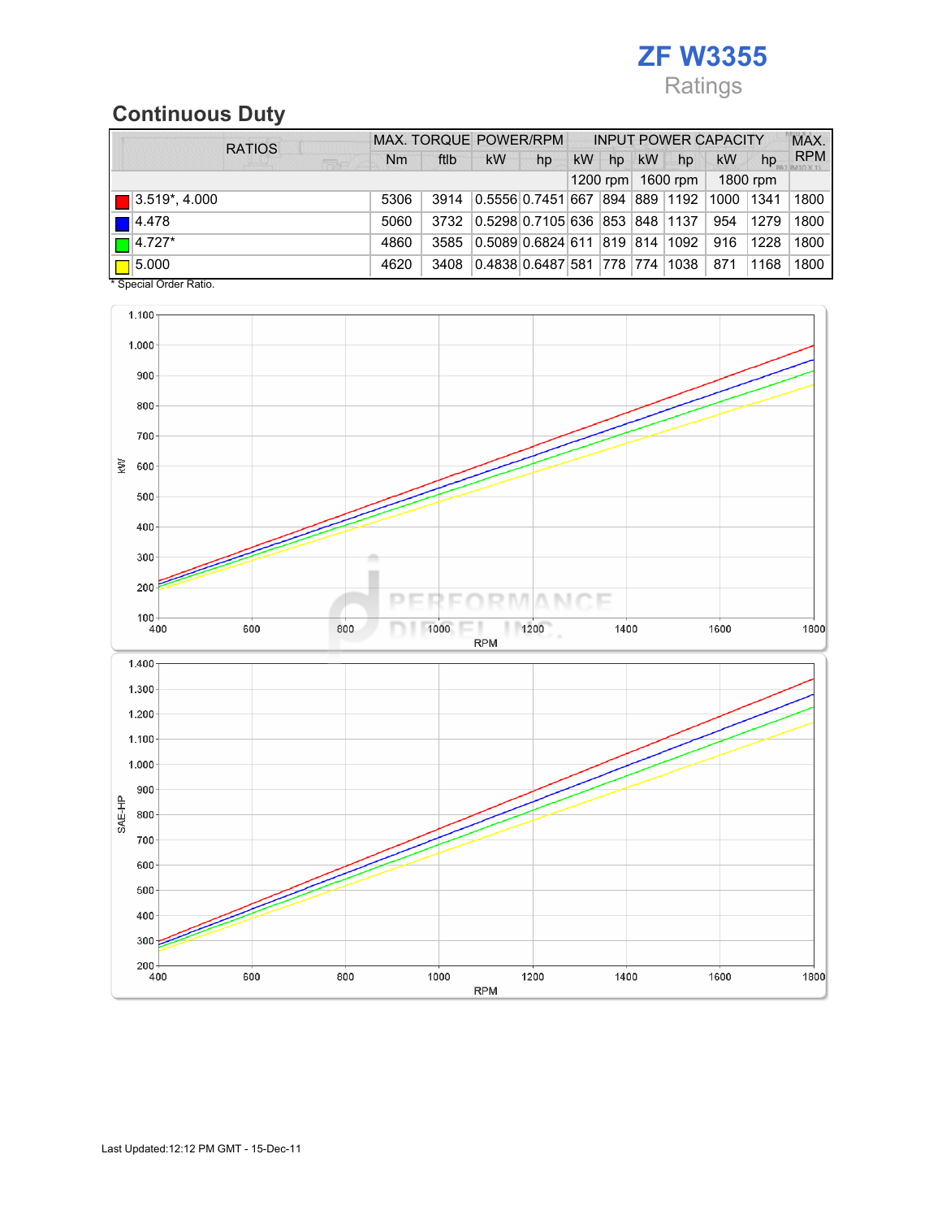# ZF W3355

Ratings

## Continuous Duty

| RATIOS | MAX. TORQUE | | POWER/RPM | | INPUT POWER CAPACITY | | | | | | MAX. RPM |
|---|---|---|---|---|---|---|---|---|---|---|---|
| | Nm | ftlb | kW | hp | kW | hp | kW | hp | kW | hp | |
| | | | | | 1200 rpm | | 1600 rpm | | 1800 rpm | | |
| 3.519*, 4.000 | 5306 | 3914 | 0.5556 | 0.7451 | 667 | 894 | 889 | 1192 | 1000 | 1341 | 1800 |
| 4.478 | 5060 | 3732 | 0.5298 | 0.7105 | 636 | 853 | 848 | 1137 | 954 | 1279 | 1800 |
| 4.727* | 4860 | 3585 | 0.5089 | 0.6824 | 611 | 819 | 814 | 1092 | 916 | 1228 | 1800 |
| 5.000 | 4620 | 3408 | 0.4838 | 0.6487 | 581 | 778 | 774 | 1038 | 871 | 1168 | 1800 |

\* Special Order Ratio.

Last Updated:12:12 PM GMT - 15-Dec-11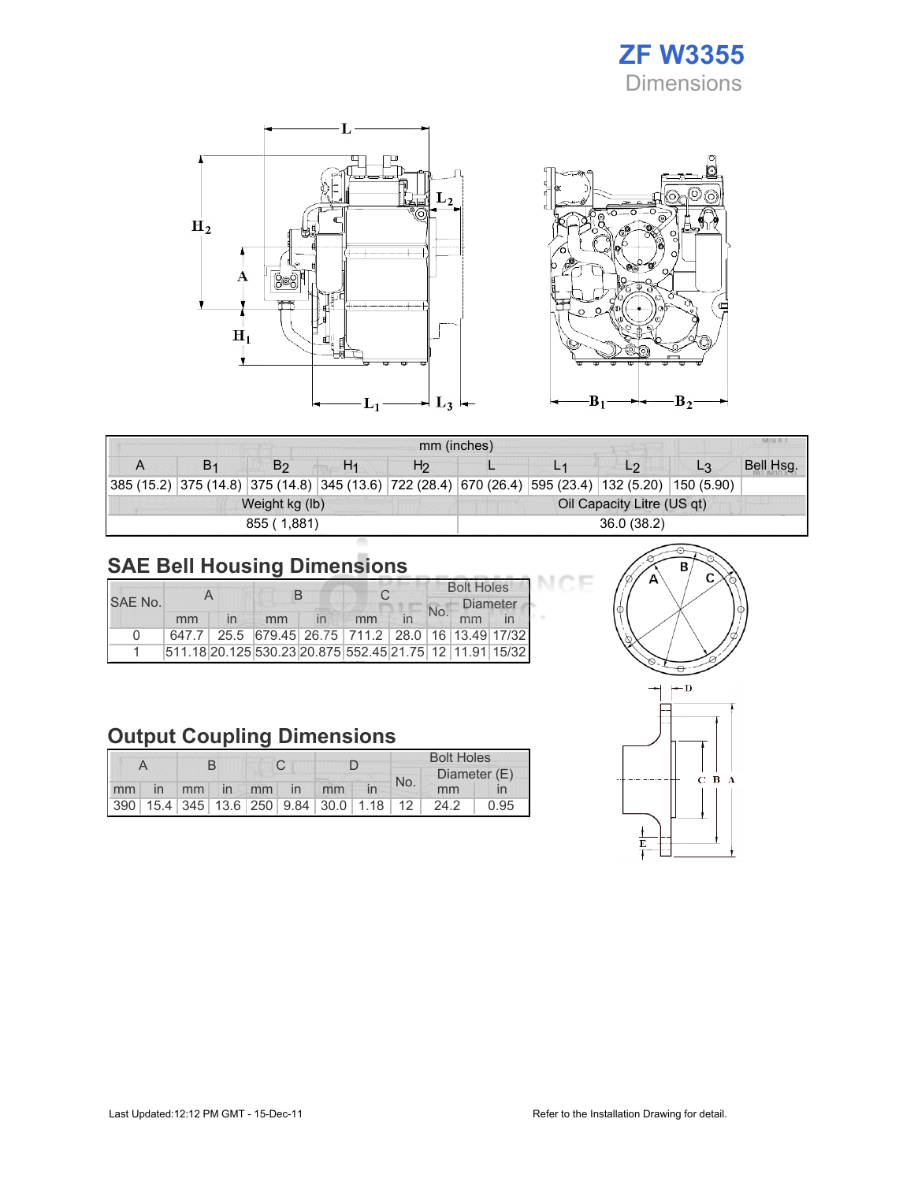# ZF W3355

## Dimensions

| mm (inches) | | | | | | | | | |
|---|---|---|---|---|---|---|---|---|---|
| A | $B_1$ | $B_2$ | $H_1$ | $H_2$ | L | $L_1$ | $L_2$ | $L_3$ | Bell Hsg. |
| 385 (15.2) | 375 (14.8) | 375 (14.8) | 345 (13.6) | 722 (28.4) | 670 (26.4) | 595 (23.4) | 132 (5.20) | 150 (5.90) | |
| Weight kg (lb) | | | | | Oil Capacity Litre (US qt) | | | | |
| 855 ( 1,881) | | | | | 36.0 (38.2) | | | | |

## SAE Bell Housing Dimensions

| SAE No. | A | | B | | C | | Bolt Holes | | |
|---|---|---|---|---|---|---|---|---|---|
| | | | | | | | No. | Diameter | |
| | mm | in | mm | in | mm | in | | mm | in |
| 0 | 647.7 | 25.5 | 679.45 | 26.75 | 711.2 | 28.0 | 16 | 13.49 | 17/32 |
| 1 | 511.18 | 20.125 | 530.23 | 20.875 | 552.45 | 21.75 | 12 | 11.91 | 15/32 |

## Output Coupling Dimensions

| A | | B | | C | | D | | Bolt Holes | | |
|---|---|---|---|---|---|---|---|---|---|---|
| | | | | | | | | No. | Diameter (E) | |
| mm | in | mm | in | mm | in | mm | in | | mm | in |
| 390 | 15.4 | 345 | 13.6 | 250 | 9.84 | 30.0 | 1.18 | 12 | 24.2 | 0.95 |

Last Updated:12:12 PM GMT - 15-Dec-11

Refer to the Installation Drawing for detail.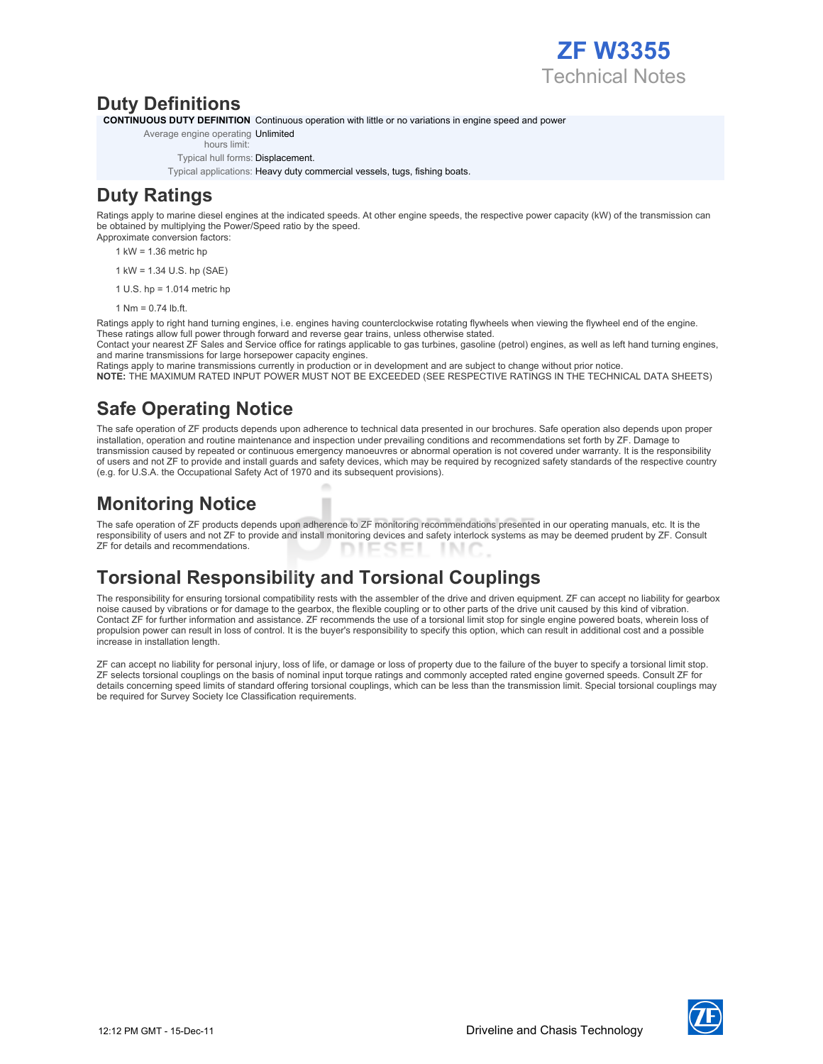# ZF W3355

Technical Notes

## Duty Definitions

| | |
|---|---|
| **CONTINUOUS DUTY DEFINITION** | Continuous operation with little or no variations in engine speed and power |
| Average engine operating hours limit: | Unlimited |
| Typical hull forms: | Displacement. |
| Typical applications: | Heavy duty commercial vessels, tugs, fishing boats. |

## Duty Ratings

Ratings apply to marine diesel engines at the indicated speeds. At other engine speeds, the respective power capacity (kW) of the transmission can be obtained by multiplying the Power/Speed ratio by the speed.
Approximate conversion factors:

1 kW = 1.36 metric hp

1 kW = 1.34 U.S. hp (SAE)

1 U.S. hp = 1.014 metric hp

1 Nm = 0.74 lb.ft.

Ratings apply to right hand turning engines, i.e. engines having counterclockwise rotating flywheels when viewing the flywheel end of the engine. These ratings allow full power through forward and reverse gear trains, unless otherwise stated.
Contact your nearest ZF Sales and Service office for ratings applicable to gas turbines, gasoline (petrol) engines, as well as left hand turning engines, and marine transmissions for large horsepower capacity engines.
Ratings apply to marine transmissions currently in production or in development and are subject to change without prior notice.
**NOTE:** THE MAXIMUM RATED INPUT POWER MUST NOT BE EXCEEDED (SEE RESPECTIVE RATINGS IN THE TECHNICAL DATA SHEETS)

## Safe Operating Notice

The safe operation of ZF products depends upon adherence to technical data presented in our brochures. Safe operation also depends upon proper installation, operation and routine maintenance and inspection under prevailing conditions and recommendations set forth by ZF. Damage to transmission caused by repeated or continuous emergency manoeuvres or abnormal operation is not covered under warranty. It is the responsibility of users and not ZF to provide and install guards and safety devices, which may be required by recognized safety standards of the respective country (e.g. for U.S.A. the Occupational Safety Act of 1970 and its subsequent provisions).

## Monitoring Notice

The safe operation of ZF products depends upon adherence to ZF monitoring recommendations presented in our operating manuals, etc. It is the responsibility of users and not ZF to provide and install monitoring devices and safety interlock systems as may be deemed prudent by ZF. Consult ZF for details and recommendations.

## Torsional Responsibility and Torsional Couplings

The responsibility for ensuring torsional compatibility rests with the assembler of the drive and driven equipment. ZF can accept no liability for gearbox noise caused by vibrations or for damage to the gearbox, the flexible coupling or to other parts of the drive unit caused by this kind of vibration. Contact ZF for further information and assistance. ZF recommends the use of a torsional limit stop for single engine powered boats, wherein loss of propulsion power can result in loss of control. It is the buyer's responsibility to specify this option, which can result in additional cost and a possible increase in installation length.

ZF can accept no liability for personal injury, loss of life, or damage or loss of property due to the failure of the buyer to specify a torsional limit stop. ZF selects torsional couplings on the basis of nominal input torque ratings and commonly accepted rated engine governed speeds. Consult ZF for details concerning speed limits of standard offering torsional couplings, which can be less than the transmission limit. Special torsional couplings may be required for Survey Society Ice Classification requirements.

12:12 PM GMT - 15-Dec-11

Driveline and Chasis Technology